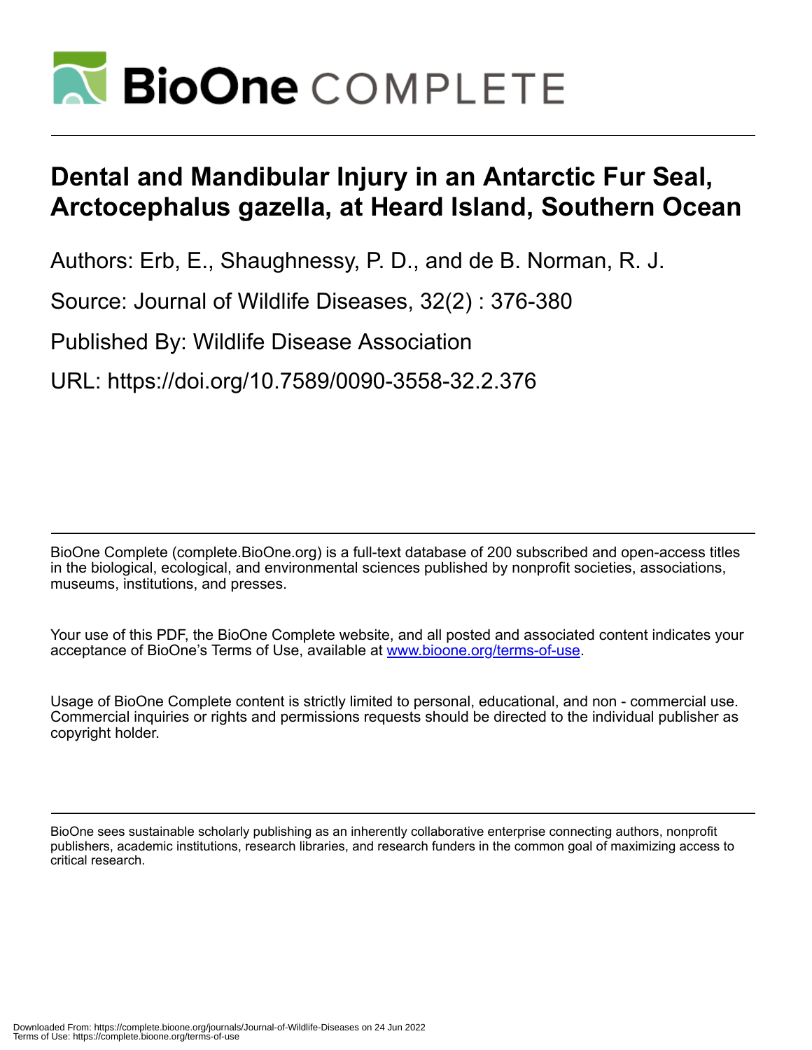# Dental and Mandibular Injury in an Antarctic Fur Seal, Arctocephalus gazella, at Heard Island, Southern Ocean

Authors: Erb, E., Shaughnessy, P. D., and de B. Norman, R. J.

Source: Journal of Wildlife Diseases, 32(2) : 376-380

Published By: Wildlife Disease Association

URL: https://doi.org/10.7589/0090-3558-32.2.376

BioOne Complete (complete.BioOne.org) is a full-text database of 200 subscribed and open-access titles in the biological, ecological, and environmental sciences published by nonprofit societies, associations, museums, institutions, and presses.

Your use of this PDF, the BioOne Complete website, and all posted and associated content indicates your acceptance of BioOne's Terms of Use, available at www.bioone.org/terms-of-use.

Usage of BioOne Complete content is strictly limited to personal, educational, and non - commercial use. Commercial inquiries or rights and permissions requests should be directed to the individual publisher as copyright holder.

BioOne sees sustainable scholarly publishing as an inherently collaborative enterprise connecting authors, nonprofit publishers, academic institutions, research libraries, and research funders in the common goal of maximizing access to critical research.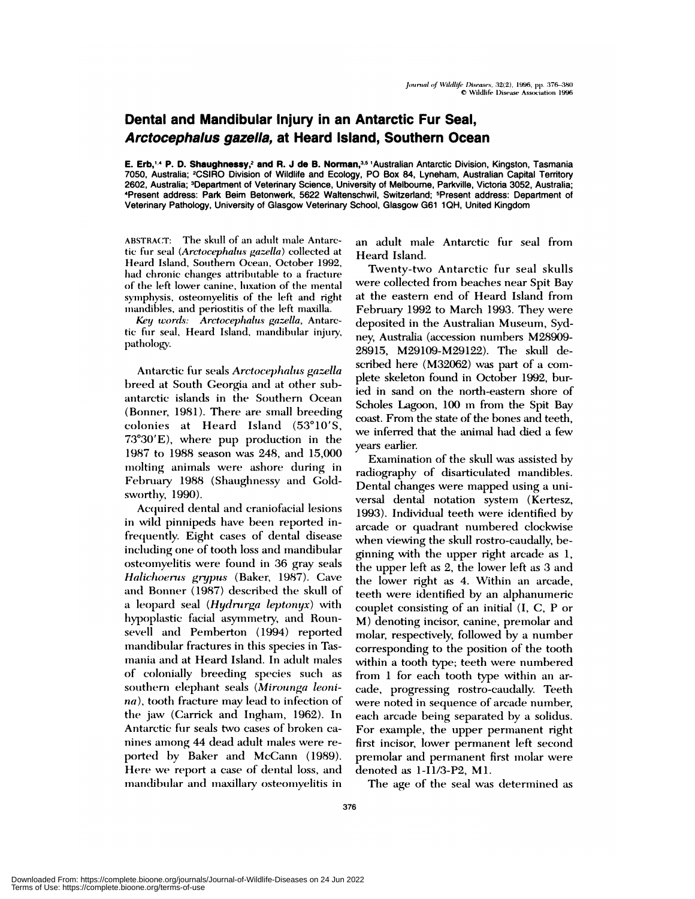# Dental and Mandibular Injury in an Antarctic Fur Seal, *Arctocephalus gazella*, at Heard Island, Southern Ocean

**E. Erb,[1,4] P. D. Shaughnessy,[2] and R. J de B. Norman,[3,5]** [1]Australian Antarctic Division, Kingston, Tasmania 7050, Australia; [2]CSIRO Division of Wildlife and Ecology, PO Box 84, Lyneham, Australian Capital Territory 2602, Australia; [3]Department of Veterinary Science, University of Melbourne, Parkville, Victoria 3052, Australia; [4]Present address: Park Beim Betonwerk, 5622 Waltenschwil, Switzerland; [5]Present address: Department of Veterinary Pathology, University of Glasgow Veterinary School, Glasgow G61 1QH, United Kingdom

ABSTRACT: The skull of an adult male Antarctic fur seal (*Arctocephalus gazella*) collected at Heard Island, Southern Ocean, October 1992, had chronic changes attributable to a fracture of the left lower canine, luxation of the mental symphysis, osteomyelitis of the left and right mandibles, and periostitis of the left maxilla.

*Key words:* *Arctocephalus gazella*, Antarctic fur seal, Heard Island, mandibular injury, pathology.

Antarctic fur seals *Arctocephalus gazella* breed at South Georgia and at other subantarctic islands in the Southern Ocean (Bonner, 1981). There are small breeding colonies at Heard Island (53°10′S, 73°30′E), where pup production in the 1987 to 1988 season was 248, and 15,000 molting animals were ashore during in February 1988 (Shaughnessy and Goldsworthy, 1990).

Acquired dental and craniofacial lesions in wild pinnipeds have been reported infrequently. Eight cases of dental disease including one of tooth loss and mandibular osteomyelitis were found in 36 gray seals *Halichoerus grypus* (Baker, 1987). Cave and Bonner (1987) described the skull of a leopard seal (*Hydrurga leptonyx*) with hypoplastic facial asymmetry, and Rounsevell and Pemberton (1994) reported mandibular fractures in this species in Tasmania and at Heard Island. In adult males of colonially breeding species such as southern elephant seals (*Mirounga leonina*), tooth fracture may lead to infection of the jaw (Carrick and Ingham, 1962). In Antarctic fur seals two cases of broken canines among 44 dead adult males were reported by Baker and McCann (1989). Here we report a case of dental loss, and mandibular and maxillary osteomyelitis in an adult male Antarctic fur seal from Heard Island.

Twenty-two Antarctic fur seal skulls were collected from beaches near Spit Bay at the eastern end of Heard Island from February 1992 to March 1993. They were deposited in the Australian Museum, Sydney, Australia (accession numbers M28909-28915, M29109-M29122). The skull described here (M32062) was part of a complete skeleton found in October 1992, buried in sand on the north-eastern shore of Scholes Lagoon, 100 m from the Spit Bay coast. From the state of the bones and teeth, we inferred that the animal had died a few years earlier.

Examination of the skull was assisted by radiography of disarticulated mandibles. Dental changes were mapped using a universal dental notation system (Kertesz, 1993). Individual teeth were identified by arcade or quadrant numbered clockwise when viewing the skull rostro-caudally, beginning with the upper right arcade as 1, the upper left as 2, the lower left as 3 and the lower right as 4. Within an arcade, teeth were identified by an alphanumeric couplet consisting of an initial (I, C, P or M) denoting incisor, canine, premolar and molar, respectively, followed by a number corresponding to the position of the tooth within a tooth type; teeth were numbered from 1 for each tooth type within an arcade, progressing rostro-caudally. Teeth were noted in sequence of arcade number, each arcade being separated by a solidus. For example, the upper permanent right first incisor, lower permanent left second premolar and permanent first molar were denoted as 1-I1/3-P2, M1.

The age of the seal was determined as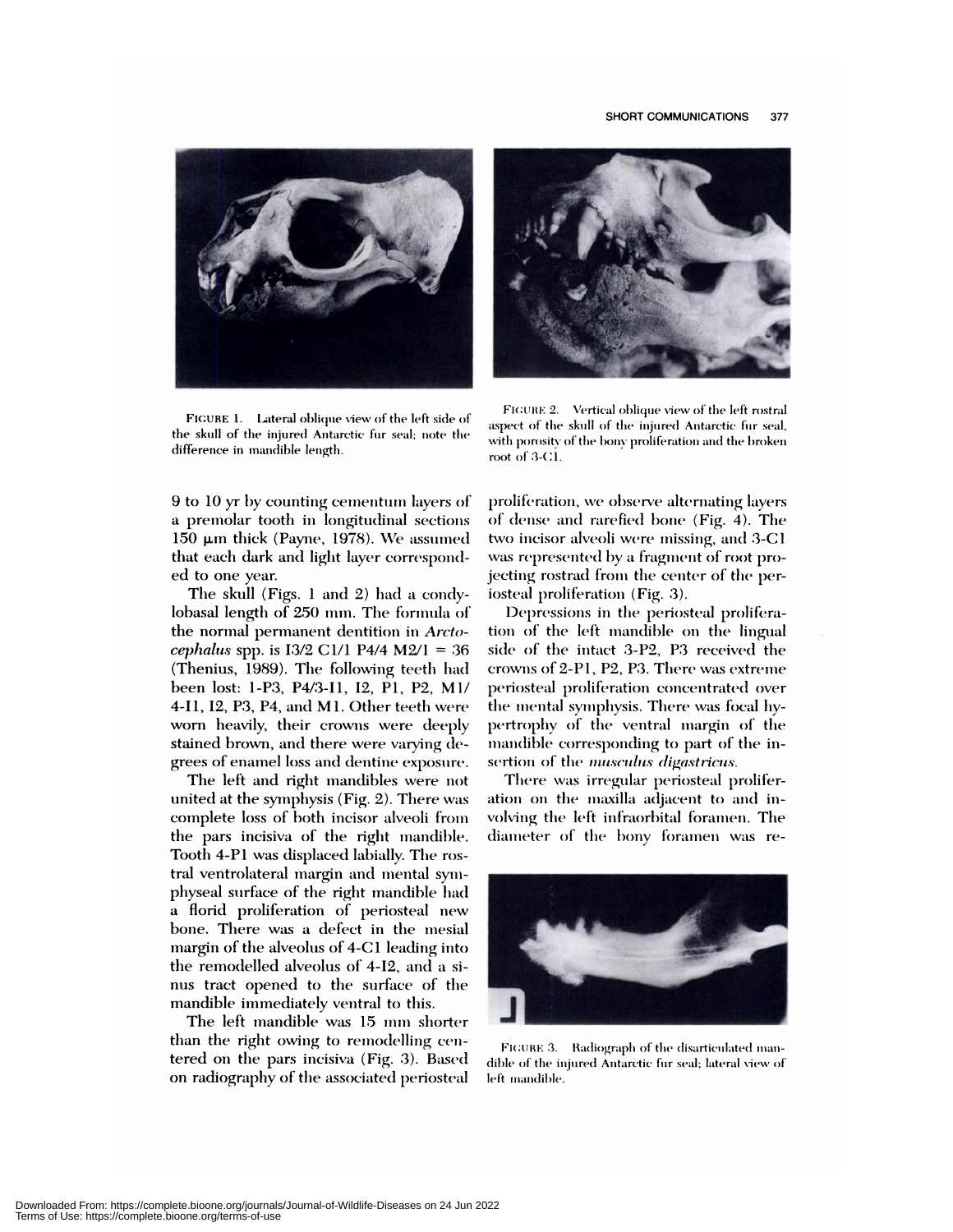FIGURE 1. Lateral oblique view of the left side of the skull of the injured Antarctic fur seal; note the difference in mandible length.

FIGURE 2. Vertical oblique view of the left rostral aspect of the skull of the injured Antarctic fur seal, with porosity of the bony proliferation and the broken root of 3-C1.

9 to 10 yr by counting cementum layers of a premolar tooth in longitudinal sections 150 μm thick (Payne, 1978). We assumed that each dark and light layer corresponded to one year.

The skull (Figs. 1 and 2) had a condylobasal length of 250 mm. The formula of the normal permanent dentition in *Arctocephalus* spp. is I3/2 C1/1 P4/4 M2/1 = 36 (Thenius, 1989). The following teeth had been lost: 1-P3, P4/3-I1, I2, P1, P2, M1/4-I1, I2, P3, P4, and M1. Other teeth were worn heavily, their crowns were deeply stained brown, and there were varying degrees of enamel loss and dentine exposure.

The left and right mandibles were not united at the symphysis (Fig. 2). There was complete loss of both incisor alveoli from the pars incisiva of the right mandible. Tooth 4-P1 was displaced labially. The rostral ventrolateral margin and mental symphyseal surface of the right mandible had a florid proliferation of periosteal new bone. There was a defect in the mesial margin of the alveolus of 4-C1 leading into the remodelled alveolus of 4-I2, and a sinus tract opened to the surface of the mandible immediately ventral to this.

The left mandible was 15 mm shorter than the right owing to remodelling centered on the pars incisiva (Fig. 3). Based on radiography of the associated periosteal proliferation, we observe alternating layers of dense and rarefied bone (Fig. 4). The two incisor alveoli were missing, and 3-C1 was represented by a fragment of root projecting rostrad from the center of the periosteal proliferation (Fig. 3).

Depressions in the periosteal proliferation of the left mandible on the lingual side of the intact 3-P2, P3 received the crowns of 2-P1, P2, P3. There was extreme periosteal proliferation concentrated over the mental symphysis. There was focal hypertrophy of the ventral margin of the mandible corresponding to part of the insertion of the *musculus digastricus*.

There was irregular periosteal proliferation on the maxilla adjacent to and involving the left infraorbital foramen. The diameter of the bony foramen was re-

FIGURE 3. Radiograph of the disarticulated mandible of the injured Antarctic fur seal; lateral view of left mandible.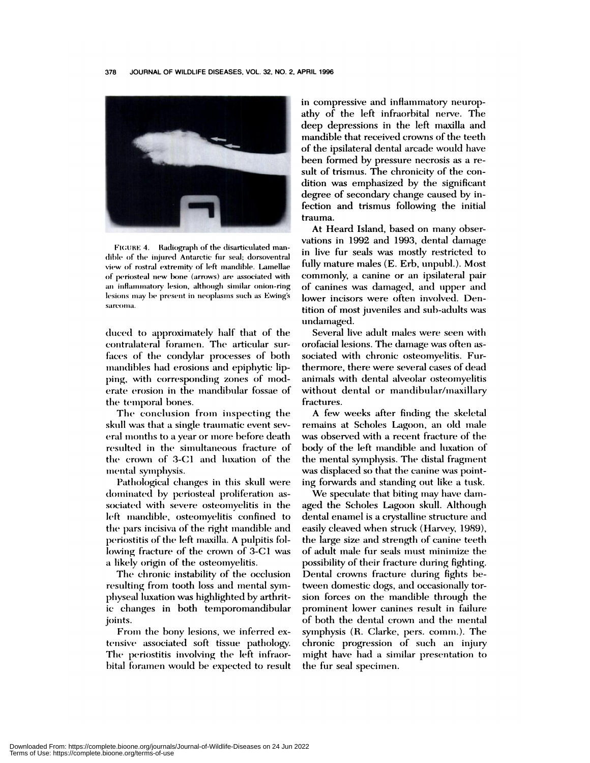FIGURE 4. Radiograph of the disarticulated mandible of the injured Antarctic fur seal; dorsoventral view of rostral extremity of left mandible. Lamellae of periosteal new bone (arrows) are associated with an inflammatory lesion, although similar onion-ring lesions may be present in neoplasms such as Ewing's sarcoma.

duced to approximately half that of the contralateral foramen. The articular surfaces of the condylar processes of both mandibles had erosions and epiphytic lipping, with corresponding zones of moderate erosion in the mandibular fossae of the temporal bones.

The conclusion from inspecting the skull was that a single traumatic event several months to a year or more before death resulted in the simultaneous fracture of the crown of 3-C1 and luxation of the mental symphysis.

Pathological changes in this skull were dominated by periosteal proliferation associated with severe osteomyelitis in the left mandible, osteomyelitis confined to the pars incisiva of the right mandible and periostitis of the left maxilla. A pulpitis following fracture of the crown of 3-C1 was a likely origin of the osteomyelitis.

The chronic instability of the occlusion resulting from tooth loss and mental symphyseal luxation was highlighted by arthritic changes in both temporomandibular joints.

From the bony lesions, we inferred extensive associated soft tissue pathology. The periostitis involving the left infraorbital foramen would be expected to result in compressive and inflammatory neuropathy of the left infraorbital nerve. The deep depressions in the left maxilla and mandible that received crowns of the teeth of the ipsilateral dental arcade would have been formed by pressure necrosis as a result of trismus. The chronicity of the condition was emphasized by the significant degree of secondary change caused by infection and trismus following the initial trauma.

At Heard Island, based on many observations in 1992 and 1993, dental damage in live fur seals was mostly restricted to fully mature males (E. Erb, unpubl.). Most commonly, a canine or an ipsilateral pair of canines was damaged, and upper and lower incisors were often involved. Dentition of most juveniles and sub-adults was undamaged.

Several live adult males were seen with orofacial lesions. The damage was often associated with chronic osteomyelitis. Furthermore, there were several cases of dead animals with dental alveolar osteomyelitis without dental or mandibular/maxillary fractures.

A few weeks after finding the skeletal remains at Scholes Lagoon, an old male was observed with a recent fracture of the body of the left mandible and luxation of the mental symphysis. The distal fragment was displaced so that the canine was pointing forwards and standing out like a tusk.

We speculate that biting may have damaged the Scholes Lagoon skull. Although dental enamel is a crystalline structure and easily cleaved when struck (Harvey, 1989), the large size and strength of canine teeth of adult male fur seals must minimize the possibility of their fracture during fighting. Dental crowns fracture during fights between domestic dogs, and occasionally torsion forces on the mandible through the prominent lower canines result in failure of both the dental crown and the mental symphysis (R. Clarke, pers. comm.). The chronic progression of such an injury might have had a similar presentation to the fur seal specimen.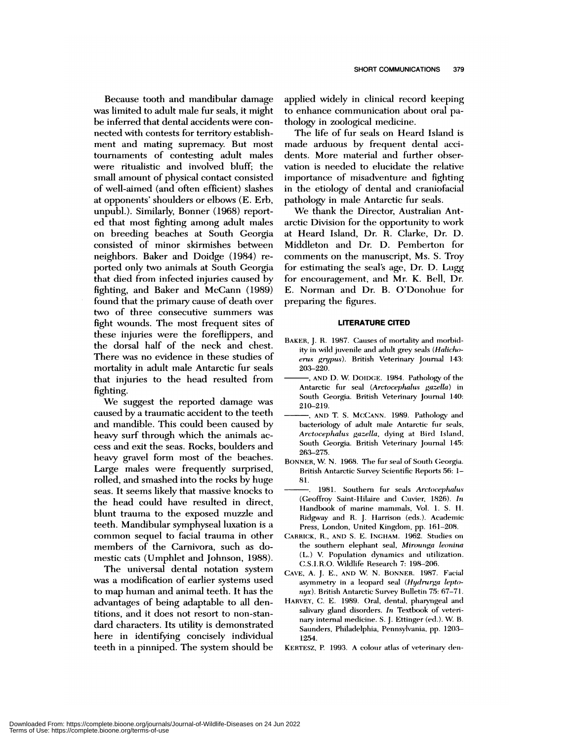Because tooth and mandibular damage was limited to adult male fur seals, it might be inferred that dental accidents were connected with contests for territory establishment and mating supremacy. But most tournaments of contesting adult males were ritualistic and involved bluff; the small amount of physical contact consisted of well-aimed (and often efficient) slashes at opponents' shoulders or elbows (E. Erb, unpubl.). Similarly, Bonner (1968) reported that most fighting among adult males on breeding beaches at South Georgia consisted of minor skirmishes between neighbors. Baker and Doidge (1984) reported only two animals at South Georgia that died from infected injuries caused by fighting, and Baker and McCann (1989) found that the primary cause of death over two of three consecutive summers was fight wounds. The most frequent sites of these injuries were the foreflippers, and the dorsal half of the neck and chest. There was no evidence in these studies of mortality in adult male Antarctic fur seals that injuries to the head resulted from fighting.

We suggest the reported damage was caused by a traumatic accident to the teeth and mandible. This could been caused by heavy surf through which the animals access and exit the seas. Rocks, boulders and heavy gravel form most of the beaches. Large males were frequently surprised, rolled, and smashed into the rocks by huge seas. It seems likely that massive knocks to the head could have resulted in direct, blunt trauma to the exposed muzzle and teeth. Mandibular symphyseal luxation is a common sequel to facial trauma in other members of the Carnivora, such as domestic cats (Umphlet and Johnson, 1988).

The universal dental notation system was a modification of earlier systems used to map human and animal teeth. It has the advantages of being adaptable to all dentitions, and it does not resort to non-standard characters. Its utility is demonstrated here in identifying concisely individual teeth in a pinniped. The system should be applied widely in clinical record keeping to enhance communication about oral pathology in zoological medicine.

The life of fur seals on Heard Island is made arduous by frequent dental accidents. More material and further observation is needed to elucidate the relative importance of misadventure and fighting in the etiology of dental and craniofacial pathology in male Antarctic fur seals.

We thank the Director, Australian Antarctic Division for the opportunity to work at Heard Island, Dr. R. Clarke, Dr. D. Middleton and Dr. D. Pemberton for comments on the manuscript, Ms. S. Troy for estimating the seal's age, Dr. D. Lugg for encouragement, and Mr. K. Bell, Dr. E. Norman and Dr. B. O'Donohue for preparing the figures.

## LITERATURE CITED

BAKER, J. R. 1987. Causes of mortality and morbidity in wild juvenile and adult grey seals (*Halichoerus grypus*). British Veterinary Journal 143: 203–220.

———, AND D. W. DOIDGE. 1984. Pathology of the Antarctic fur seal (*Arctocephalus gazella*) in South Georgia. British Veterinary Journal 140: 210–219.

———, AND T. S. MCCANN. 1989. Pathology and bacteriology of adult male Antarctic fur seals, *Arctocephalus gazella*, dying at Bird Island, South Georgia. British Veterinary Journal 145: 263–275.

BONNER, W. N. 1968. The fur seal of South Georgia. British Antarctic Survey Scientific Reports 56: 1–81.

———. 1981. Southern fur seals *Arctocephalus* (Geoffroy Saint-Hilaire and Cuvier, 1826). *In* Handbook of marine mammals, Vol. 1. S. H. Ridgway and R. J. Harrison (eds.). Academic Press, London, United Kingdom, pp. 161–208.

CARRICK, R., AND S. E. INGHAM. 1962. Studies on the southern elephant seal, *Mirounga leonina* (L.) V. Population dynamics and utilization. C.S.I.R.O. Wildlife Research 7: 198–206.

CAVE, A. J. E., AND W. N. BONNER. 1987. Facial asymmetry in a leopard seal (*Hydrurga leptonyx*). British Antarctic Survey Bulletin 75: 67–71.

HARVEY, C. E. 1989. Oral, dental, pharyngeal and salivary gland disorders. *In* Textbook of veterinary internal medicine. S. J. Ettinger (ed.). W. B. Saunders, Philadelphia, Pennsylvania, pp. 1203–1254.

KERTESZ, P. 1993. A colour atlas of veterinary den-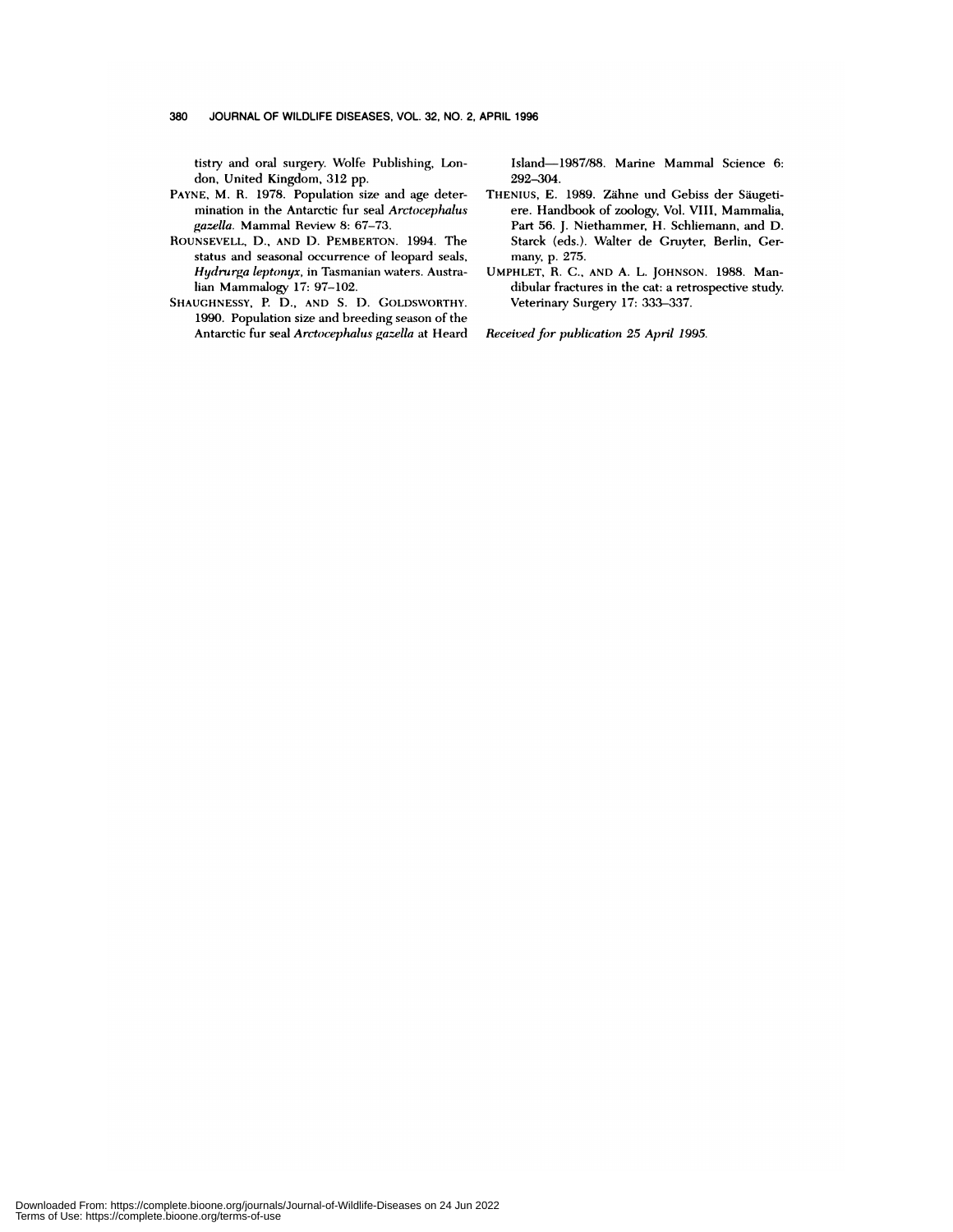tistry and oral surgery. Wolfe Publishing, London, United Kingdom, 312 pp.

PAYNE, M. R. 1978. Population size and age determination in the Antarctic fur seal *Arctocephalus gazella*. Mammal Review 8: 67–73.

ROUNSEVELL, D., AND D. PEMBERTON. 1994. The status and seasonal occurrence of leopard seals, *Hydrurga leptonyx*, in Tasmanian waters. Australian Mammalogy 17: 97–102.

SHAUGHNESSY, P. D., AND S. D. GOLDSWORTHY. 1990. Population size and breeding season of the Antarctic fur seal *Arctocephalus gazella* at Heard Island—1987/88. Marine Mammal Science 6: 292–304.

THENIUS, E. 1989. Zähne und Gebiss der Säugetiere. Handbook of zoology, Vol. VIII, Mammalia, Part 56. J. Niethammer, H. Schliemann, and D. Starck (eds.). Walter de Gruyter, Berlin, Germany, p. 275.

UMPHLET, R. C., AND A. L. JOHNSON. 1988. Mandibular fractures in the cat: a retrospective study. Veterinary Surgery 17: 333–337.

*Received for publication 25 April 1995.*

Downloaded From: https://complete.bioone.org/journals/Journal-of-Wildlife-Diseases on 24 Jun 2022
Terms of Use: https://complete.bioone.org/terms-of-use